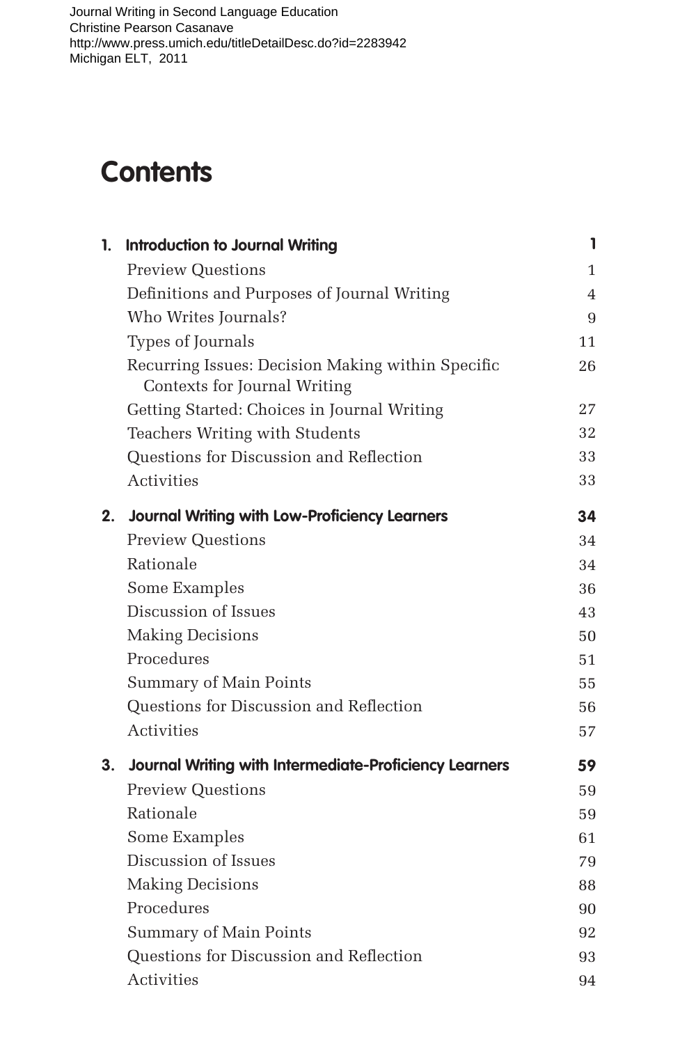Journal Writing in Second Language Education
Christine Pearson Casanave
http://www.press.umich.edu/titleDetailDesc.do?id=2283942
Michigan ELT, 2011

# Contents

**1. Introduction to Journal Writing** — **1**

- Preview Questions — 1
- Definitions and Purposes of Journal Writing — 4
- Who Writes Journals? — 9
- Types of Journals — 11
- Recurring Issues: Decision Making within Specific Contexts for Journal Writing — 26
- Getting Started: Choices in Journal Writing — 27
- Teachers Writing with Students — 32
- Questions for Discussion and Reflection — 33
- Activities — 33

**2. Journal Writing with Low-Proficiency Learners** — **34**

- Preview Questions — 34
- Rationale — 34
- Some Examples — 36
- Discussion of Issues — 43
- Making Decisions — 50
- Procedures — 51
- Summary of Main Points — 55
- Questions for Discussion and Reflection — 56
- Activities — 57

**3. Journal Writing with Intermediate-Proficiency Learners** — **59**

- Preview Questions — 59
- Rationale — 59
- Some Examples — 61
- Discussion of Issues — 79
- Making Decisions — 88
- Procedures — 90
- Summary of Main Points — 92
- Questions for Discussion and Reflection — 93
- Activities — 94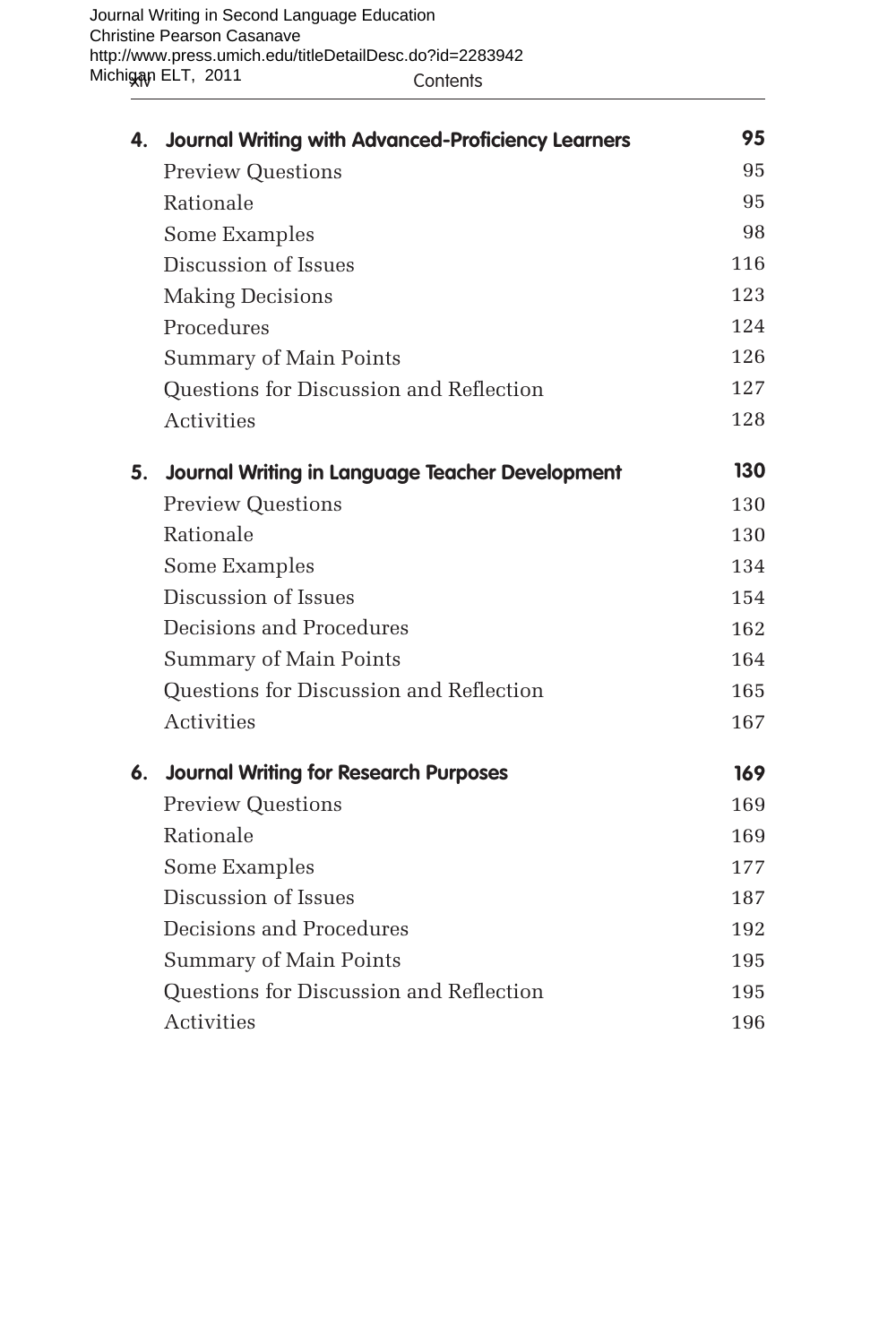| | |
|---|---|
| **4. Journal Writing with Advanced-Proficiency Learners** | **95** |
| Preview Questions | 95 |
| Rationale | 95 |
| Some Examples | 98 |
| Discussion of Issues | 116 |
| Making Decisions | 123 |
| Procedures | 124 |
| Summary of Main Points | 126 |
| Questions for Discussion and Reflection | 127 |
| Activities | 128 |
| **5. Journal Writing in Language Teacher Development** | **130** |
| Preview Questions | 130 |
| Rationale | 130 |
| Some Examples | 134 |
| Discussion of Issues | 154 |
| Decisions and Procedures | 162 |
| Summary of Main Points | 164 |
| Questions for Discussion and Reflection | 165 |
| Activities | 167 |
| **6. Journal Writing for Research Purposes** | **169** |
| Preview Questions | 169 |
| Rationale | 169 |
| Some Examples | 177 |
| Discussion of Issues | 187 |
| Decisions and Procedures | 192 |
| Summary of Main Points | 195 |
| Questions for Discussion and Reflection | 195 |
| Activities | 196 |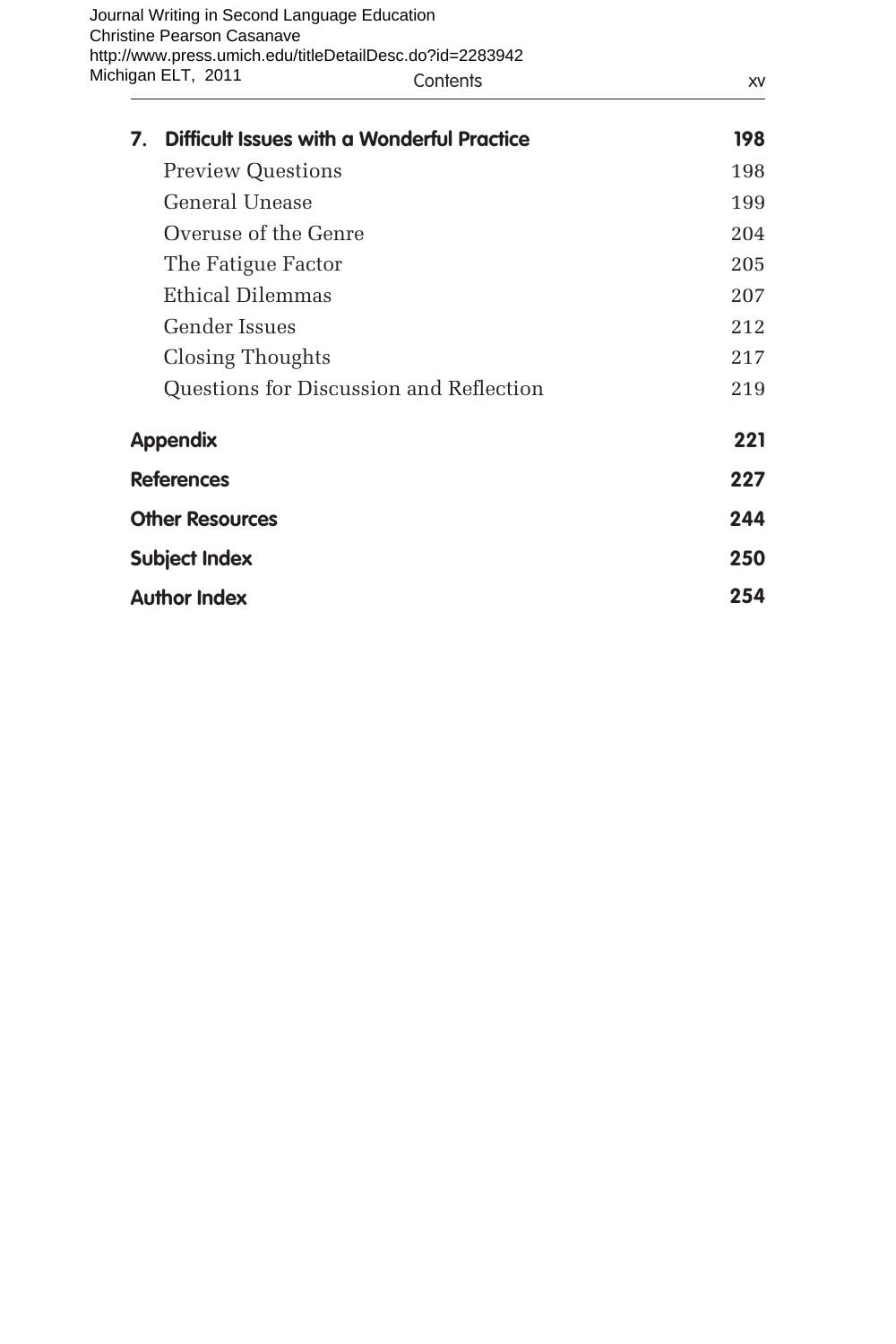**7. Difficult Issues with a Wonderful Practice** **198**

- Preview Questions 198
- General Unease 199
- Overuse of the Genre 204
- The Fatigue Factor 205
- Ethical Dilemmas 207
- Gender Issues 212
- Closing Thoughts 217
- Questions for Discussion and Reflection 219

**Appendix** **221**

**References** **227**

**Other Resources** **244**

**Subject Index** **250**

**Author Index** **254**